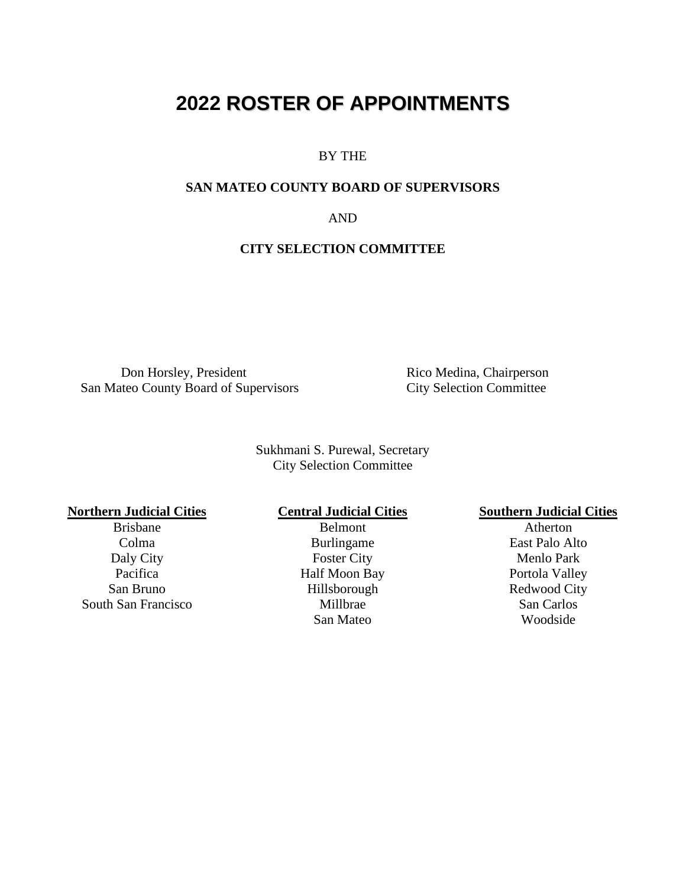# 2022 ROSTER OF APPOINTMENTS

BY THE

**SAN MATEO COUNTY BOARD OF SUPERVISORS**

AND

**CITY SELECTION COMMITTEE**

Don Horsley, President
San Mateo County Board of Supervisors

Rico Medina, Chairperson
City Selection Committee

Sukhmani S. Purewal, Secretary
City Selection Committee

| **Northern Judicial Cities** | **Central Judicial Cities** | **Southern Judicial Cities** |
| --- | --- | --- |
| Brisbane | Belmont | Atherton |
| Colma | Burlingame | East Palo Alto |
| Daly City | Foster City | Menlo Park |
| Pacifica | Half Moon Bay | Portola Valley |
| San Bruno | Hillsborough | Redwood City |
| South San Francisco | Millbrae | San Carlos |
| | San Mateo | Woodside |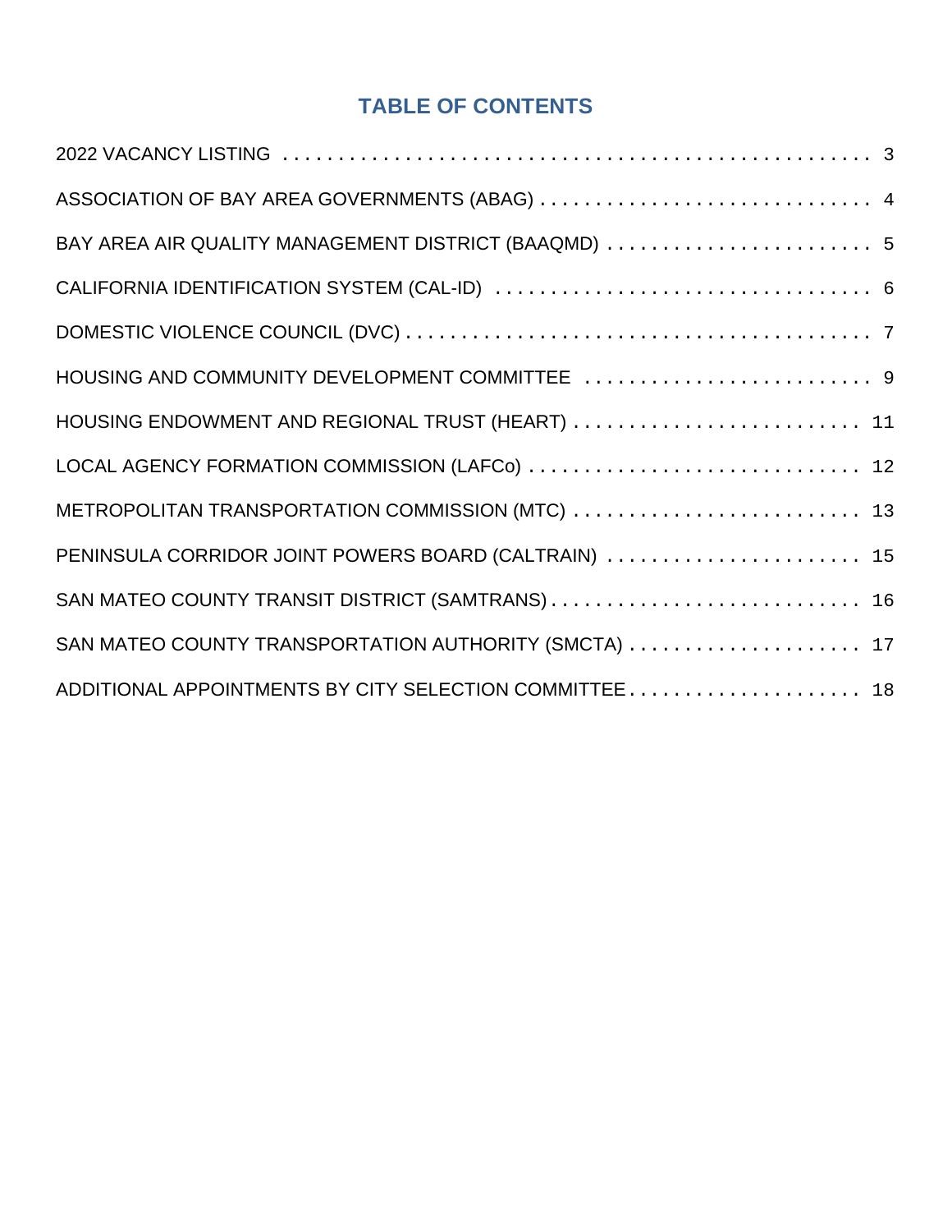# TABLE OF CONTENTS

2022 VACANCY LISTING . . . . . . . . . . . . . . . . . . . . . . . . . . . . . . . . . . . . . . . . . . . . . . . 3

ASSOCIATION OF BAY AREA GOVERNMENTS (ABAG) . . . . . . . . . . . . . . . . . . . . . . . . . . . . . . 4

BAY AREA AIR QUALITY MANAGEMENT DISTRICT (BAAQMD) . . . . . . . . . . . . . . . . . . . . . . . . 5

CALIFORNIA IDENTIFICATION SYSTEM (CAL-ID) . . . . . . . . . . . . . . . . . . . . . . . . . . . . . . . . . . 6

DOMESTIC VIOLENCE COUNCIL (DVC) . . . . . . . . . . . . . . . . . . . . . . . . . . . . . . . . . . . . . . . . . 7

HOUSING AND COMMUNITY DEVELOPMENT COMMITTEE . . . . . . . . . . . . . . . . . . . . . . . . . . 9

HOUSING ENDOWMENT AND REGIONAL TRUST (HEART) . . . . . . . . . . . . . . . . . . . . . . . . . . 11

LOCAL AGENCY FORMATION COMMISSION (LAFCo) . . . . . . . . . . . . . . . . . . . . . . . . . . . . . 12

METROPOLITAN TRANSPORTATION COMMISSION (MTC) . . . . . . . . . . . . . . . . . . . . . . . . . . 13

PENINSULA CORRIDOR JOINT POWERS BOARD (CALTRAIN) . . . . . . . . . . . . . . . . . . . . . . . 15

SAN MATEO COUNTY TRANSIT DISTRICT (SAMTRANS) . . . . . . . . . . . . . . . . . . . . . . . . . . . . 16

SAN MATEO COUNTY TRANSPORTATION AUTHORITY (SMCTA) . . . . . . . . . . . . . . . . . . . . . 17

ADDITIONAL APPOINTMENTS BY CITY SELECTION COMMITTEE . . . . . . . . . . . . . . . . . . . . . 18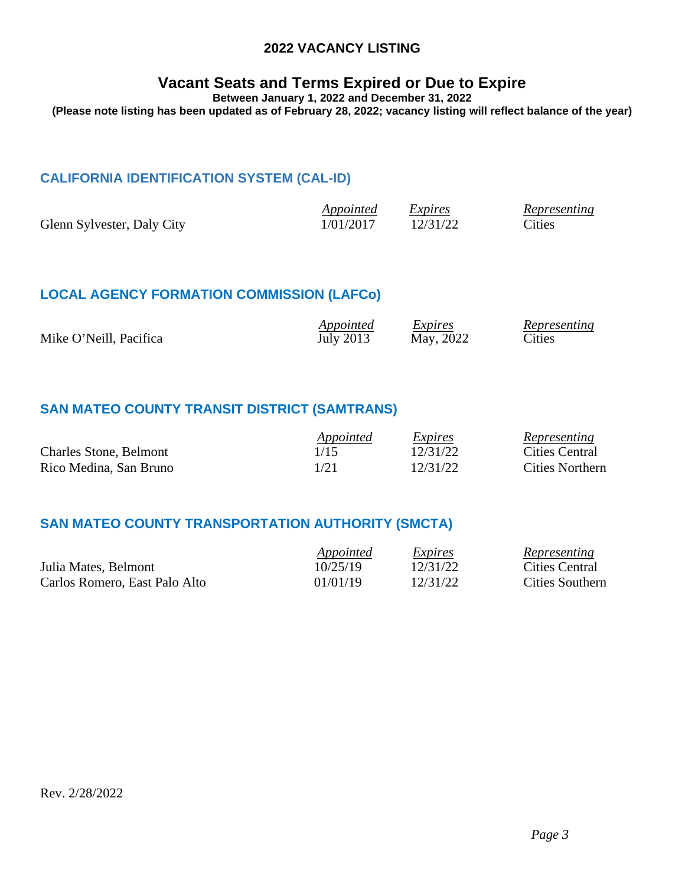# 2022 VACANCY LISTING

## Vacant Seats and Terms Expired or Due to Expire

**Between January 1, 2022 and December 31, 2022**

**(Please note listing has been updated as of February 28, 2022; vacancy listing will reflect balance of the year)**

### CALIFORNIA IDENTIFICATION SYSTEM (CAL-ID)

| | *Appointed* | *Expires* | *Representing* |
|---|---|---|---|
| Glenn Sylvester, Daly City | 1/01/2017 | 12/31/22 | Cities |

### LOCAL AGENCY FORMATION COMMISSION (LAFCo)

| | *Appointed* | *Expires* | *Representing* |
|---|---|---|---|
| Mike O'Neill, Pacifica | July 2013 | May, 2022 | Cities |

### SAN MATEO COUNTY TRANSIT DISTRICT (SAMTRANS)

| | *Appointed* | *Expires* | *Representing* |
|---|---|---|---|
| Charles Stone, Belmont | 1/15 | 12/31/22 | Cities Central |
| Rico Medina, San Bruno | 1/21 | 12/31/22 | Cities Northern |

### SAN MATEO COUNTY TRANSPORTATION AUTHORITY (SMCTA)

| | *Appointed* | *Expires* | *Representing* |
|---|---|---|---|
| Julia Mates, Belmont | 10/25/19 | 12/31/22 | Cities Central |
| Carlos Romero, East Palo Alto | 01/01/19 | 12/31/22 | Cities Southern |

Rev. 2/28/2022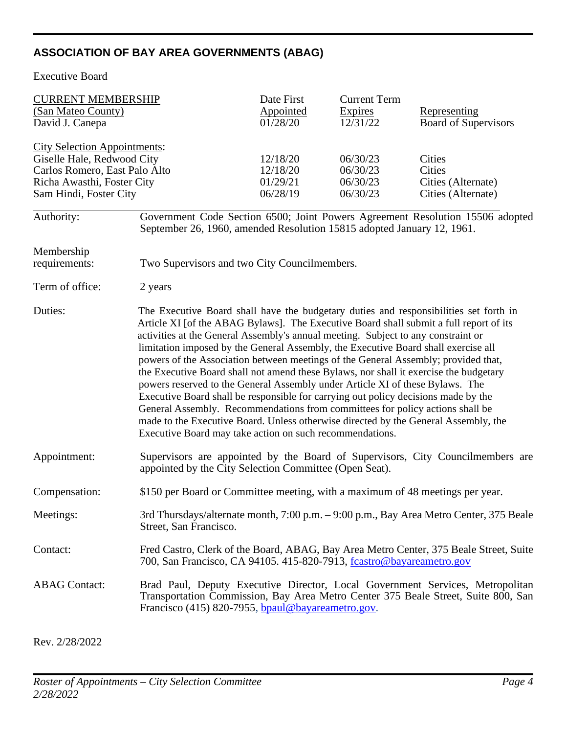## ASSOCIATION OF BAY AREA GOVERNMENTS (ABAG)

Executive Board

| CURRENT MEMBERSHIP | Date First Appointed | Current Term Expires | Representing |
|---|---|---|---|
| (San Mateo County) | | | |
| David J. Canepa | 01/28/20 | 12/31/22 | Board of Supervisors |
| City Selection Appointments: | | | |
| Giselle Hale, Redwood City | 12/18/20 | 06/30/23 | Cities |
| Carlos Romero, East Palo Alto | 12/18/20 | 06/30/23 | Cities |
| Richa Awasthi, Foster City | 01/29/21 | 06/30/23 | Cities (Alternate) |
| Sam Hindi, Foster City | 06/28/19 | 06/30/23 | Cities (Alternate) |

**Authority:** Government Code Section 6500; Joint Powers Agreement Resolution 15506 adopted September 26, 1960, amended Resolution 15815 adopted January 12, 1961.

**Membership requirements:** Two Supervisors and two City Councilmembers.

**Term of office:** 2 years

**Duties:** The Executive Board shall have the budgetary duties and responsibilities set forth in Article XI [of the ABAG Bylaws]. The Executive Board shall submit a full report of its activities at the General Assembly's annual meeting. Subject to any constraint or limitation imposed by the General Assembly, the Executive Board shall exercise all powers of the Association between meetings of the General Assembly; provided that, the Executive Board shall not amend these Bylaws, nor shall it exercise the budgetary powers reserved to the General Assembly under Article XI of these Bylaws. The Executive Board shall be responsible for carrying out policy decisions made by the General Assembly. Recommendations from committees for policy actions shall be made to the Executive Board. Unless otherwise directed by the General Assembly, the Executive Board may take action on such recommendations.

**Appointment:** Supervisors are appointed by the Board of Supervisors, City Councilmembers are appointed by the City Selection Committee (Open Seat).

**Compensation:** $150 per Board or Committee meeting, with a maximum of 48 meetings per year.

**Meetings:** 3rd Thursdays/alternate month, 7:00 p.m. – 9:00 p.m., Bay Area Metro Center, 375 Beale Street, San Francisco.

**Contact:** Fred Castro, Clerk of the Board, ABAG, Bay Area Metro Center, 375 Beale Street, Suite 700, San Francisco, CA 94105. 415-820-7913, fcastro@bayareametro.gov

**ABAG Contact:** Brad Paul, Deputy Executive Director, Local Government Services, Metropolitan Transportation Commission, Bay Area Metro Center 375 Beale Street, Suite 800, San Francisco (415) 820-7955, bpaul@bayareametro.gov.

Rev. 2/28/2022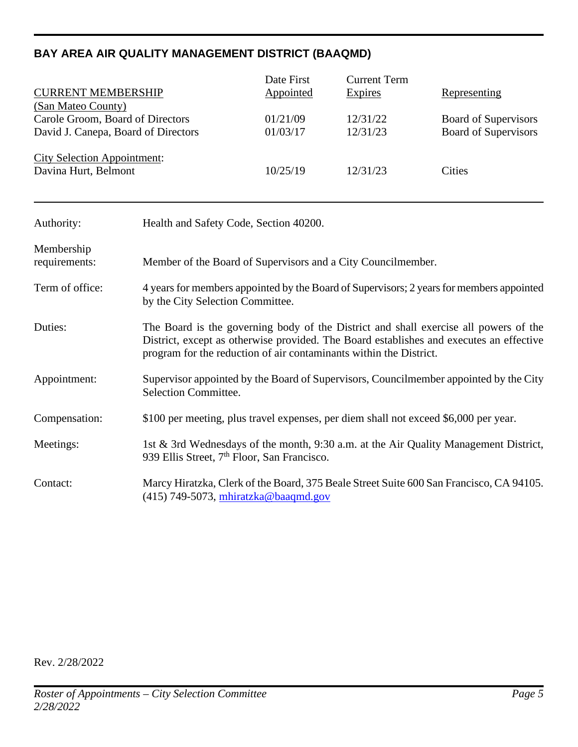## BAY AREA AIR QUALITY MANAGEMENT DISTRICT (BAAQMD)

| CURRENT MEMBERSHIP | Date First Appointed | Current Term Expires | Representing |
|---|---|---|---|
| (San Mateo County) | | | |
| Carole Groom, Board of Directors | 01/21/09 | 12/31/22 | Board of Supervisors |
| David J. Canepa, Board of Directors | 01/03/17 | 12/31/23 | Board of Supervisors |
| City Selection Appointment: | | | |
| Davina Hurt, Belmont | 10/25/19 | 12/31/23 | Cities |

| | |
|---|---|
| Authority: | Health and Safety Code, Section 40200. |
| Membership requirements: | Member of the Board of Supervisors and a City Councilmember. |
| Term of office: | 4 years for members appointed by the Board of Supervisors; 2 years for members appointed by the City Selection Committee. |
| Duties: | The Board is the governing body of the District and shall exercise all powers of the District, except as otherwise provided. The Board establishes and executes an effective program for the reduction of air contaminants within the District. |
| Appointment: | Supervisor appointed by the Board of Supervisors, Councilmember appointed by the City Selection Committee. |
| Compensation: | $100 per meeting, plus travel expenses, per diem shall not exceed $6,000 per year. |
| Meetings: | 1st & 3rd Wednesdays of the month, 9:30 a.m. at the Air Quality Management District, 939 Ellis Street, 7th Floor, San Francisco. |
| Contact: | Marcy Hiratzka, Clerk of the Board, 375 Beale Street Suite 600 San Francisco, CA 94105. (415) 749-5073, mhiratzka@baaqmd.gov |

Rev. 2/28/2022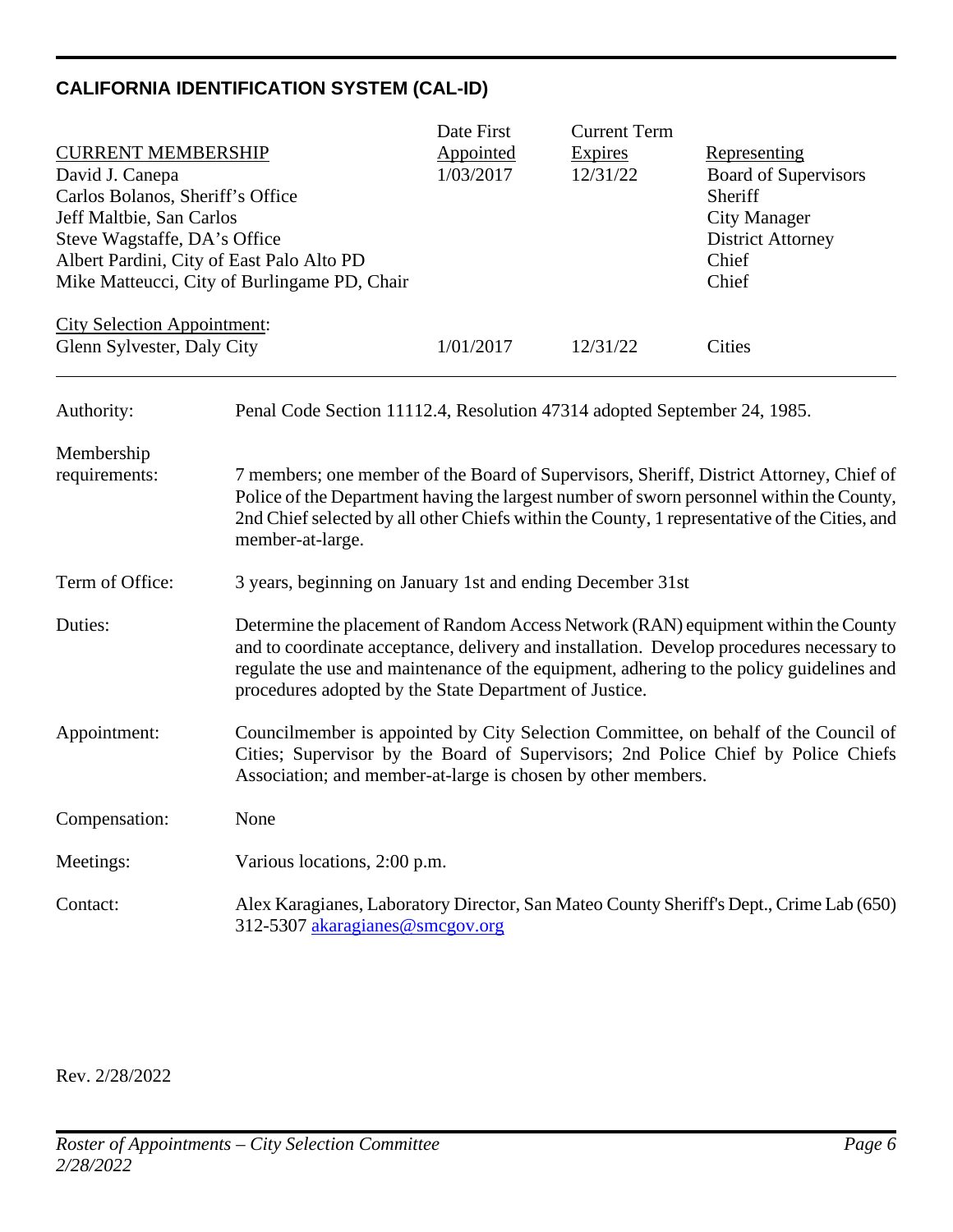## CALIFORNIA IDENTIFICATION SYSTEM (CAL-ID)

| CURRENT MEMBERSHIP | Date First Appointed | Current Term Expires | Representing |
|---|---|---|---|
| David J. Canepa | 1/03/2017 | 12/31/22 | Board of Supervisors |
| Carlos Bolanos, Sheriff's Office | | | Sheriff |
| Jeff Maltbie, San Carlos | | | City Manager |
| Steve Wagstaffe, DA's Office | | | District Attorney |
| Albert Pardini, City of East Palo Alto PD | | | Chief |
| Mike Matteucci, City of Burlingame PD, Chair | | | Chief |
| City Selection Appointment: | | | |
| Glenn Sylvester, Daly City | 1/01/2017 | 12/31/22 | Cities |

**Authority:** Penal Code Section 11112.4, Resolution 47314 adopted September 24, 1985.

**Membership requirements:** 7 members; one member of the Board of Supervisors, Sheriff, District Attorney, Chief of Police of the Department having the largest number of sworn personnel within the County, 2nd Chief selected by all other Chiefs within the County, 1 representative of the Cities, and member-at-large.

**Term of Office:** 3 years, beginning on January 1st and ending December 31st

**Duties:** Determine the placement of Random Access Network (RAN) equipment within the County and to coordinate acceptance, delivery and installation. Develop procedures necessary to regulate the use and maintenance of the equipment, adhering to the policy guidelines and procedures adopted by the State Department of Justice.

**Appointment:** Councilmember is appointed by City Selection Committee, on behalf of the Council of Cities; Supervisor by the Board of Supervisors; 2nd Police Chief by Police Chiefs Association; and member-at-large is chosen by other members.

**Compensation:** None

**Meetings:** Various locations, 2:00 p.m.

**Contact:** Alex Karagianes, Laboratory Director, San Mateo County Sheriff's Dept., Crime Lab (650) 312-5307 akaragianes@smcgov.org

Rev. 2/28/2022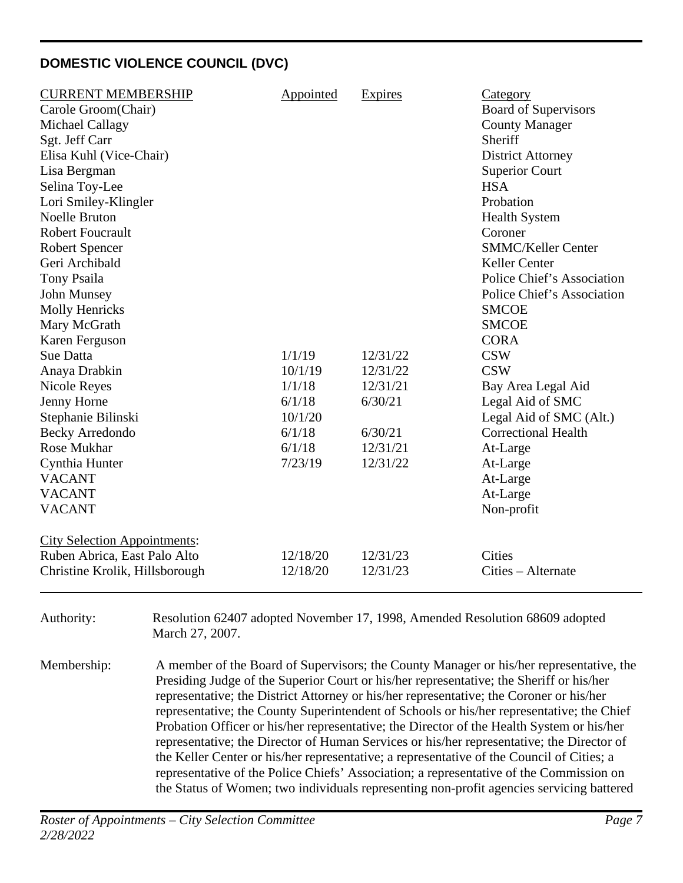## DOMESTIC VIOLENCE COUNCIL (DVC)

| CURRENT MEMBERSHIP | Appointed | Expires | Category |
|---|---|---|---|
| Carole Groom(Chair) | | | Board of Supervisors |
| Michael Callagy | | | County Manager |
| Sgt. Jeff Carr | | | Sheriff |
| Elisa Kuhl (Vice-Chair) | | | District Attorney |
| Lisa Bergman | | | Superior Court |
| Selina Toy-Lee | | | HSA |
| Lori Smiley-Klingler | | | Probation |
| Noelle Bruton | | | Health System |
| Robert Foucrault | | | Coroner |
| Robert Spencer | | | SMMC/Keller Center |
| Geri Archibald | | | Keller Center |
| Tony Psaila | | | Police Chief's Association |
| John Munsey | | | Police Chief's Association |
| Molly Henricks | | | SMCOE |
| Mary McGrath | | | SMCOE |
| Karen Ferguson | | | CORA |
| Sue Datta | 1/1/19 | 12/31/22 | CSW |
| Anaya Drabkin | 10/1/19 | 12/31/22 | CSW |
| Nicole Reyes | 1/1/18 | 12/31/21 | Bay Area Legal Aid |
| Jenny Horne | 6/1/18 | 6/30/21 | Legal Aid of SMC |
| Stephanie Bilinski | 10/1/20 | | Legal Aid of SMC (Alt.) |
| Becky Arredondo | 6/1/18 | 6/30/21 | Correctional Health |
| Rose Mukhar | 6/1/18 | 12/31/21 | At-Large |
| Cynthia Hunter | 7/23/19 | 12/31/22 | At-Large |
| VACANT | | | At-Large |
| VACANT | | | At-Large |
| VACANT | | | Non-profit |

| City Selection Appointments: | | | |
|---|---|---|---|
| Ruben Abrica, East Palo Alto | 12/18/20 | 12/31/23 | Cities |
| Christine Krolik, Hillsborough | 12/18/20 | 12/31/23 | Cities – Alternate |

Authority: Resolution 62407 adopted November 17, 1998, Amended Resolution 68609 adopted March 27, 2007.

Membership: A member of the Board of Supervisors; the County Manager or his/her representative, the Presiding Judge of the Superior Court or his/her representative; the Sheriff or his/her representative; the District Attorney or his/her representative; the Coroner or his/her representative; the County Superintendent of Schools or his/her representative; the Chief Probation Officer or his/her representative; the Director of the Health System or his/her representative; the Director of Human Services or his/her representative; the Director of the Keller Center or his/her representative; a representative of the Council of Cities; a representative of the Police Chiefs' Association; a representative of the Commission on the Status of Women; two individuals representing non-profit agencies servicing battered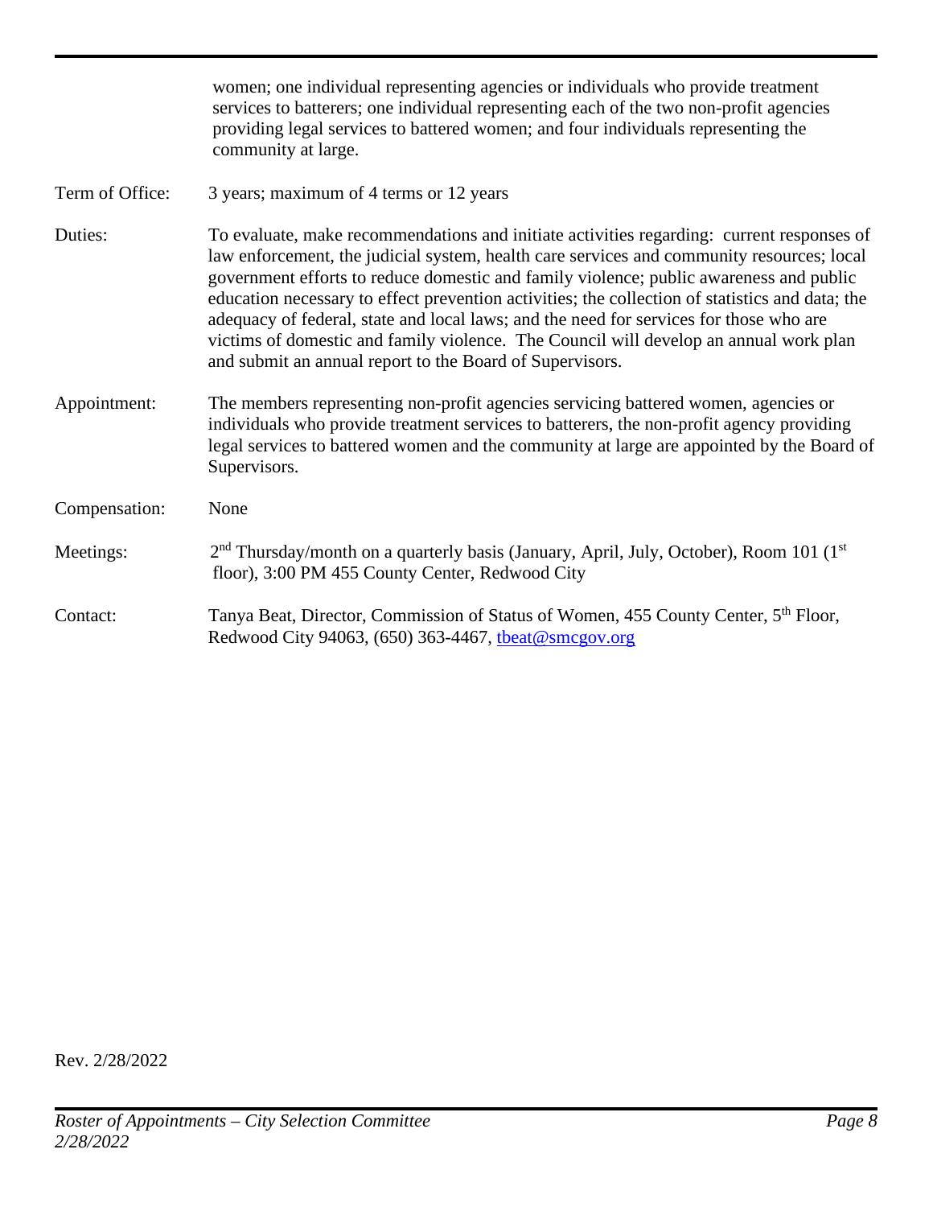women; one individual representing agencies or individuals who provide treatment services to batterers; one individual representing each of the two non-profit agencies providing legal services to battered women; and four individuals representing the community at large.

| | |
|---|---|
| Term of Office: | 3 years; maximum of 4 terms or 12 years |
| Duties: | To evaluate, make recommendations and initiate activities regarding: current responses of law enforcement, the judicial system, health care services and community resources; local government efforts to reduce domestic and family violence; public awareness and public education necessary to effect prevention activities; the collection of statistics and data; the adequacy of federal, state and local laws; and the need for services for those who are victims of domestic and family violence. The Council will develop an annual work plan and submit an annual report to the Board of Supervisors. |
| Appointment: | The members representing non-profit agencies servicing battered women, agencies or individuals who provide treatment services to batterers, the non-profit agency providing legal services to battered women and the community at large are appointed by the Board of Supervisors. |
| Compensation: | None |
| Meetings: | 2nd Thursday/month on a quarterly basis (January, April, July, October), Room 101 (1st floor), 3:00 PM 455 County Center, Redwood City |
| Contact: | Tanya Beat, Director, Commission of Status of Women, 455 County Center, 5th Floor, Redwood City 94063, (650) 363-4467, tbeat@smcgov.org |

Rev. 2/28/2022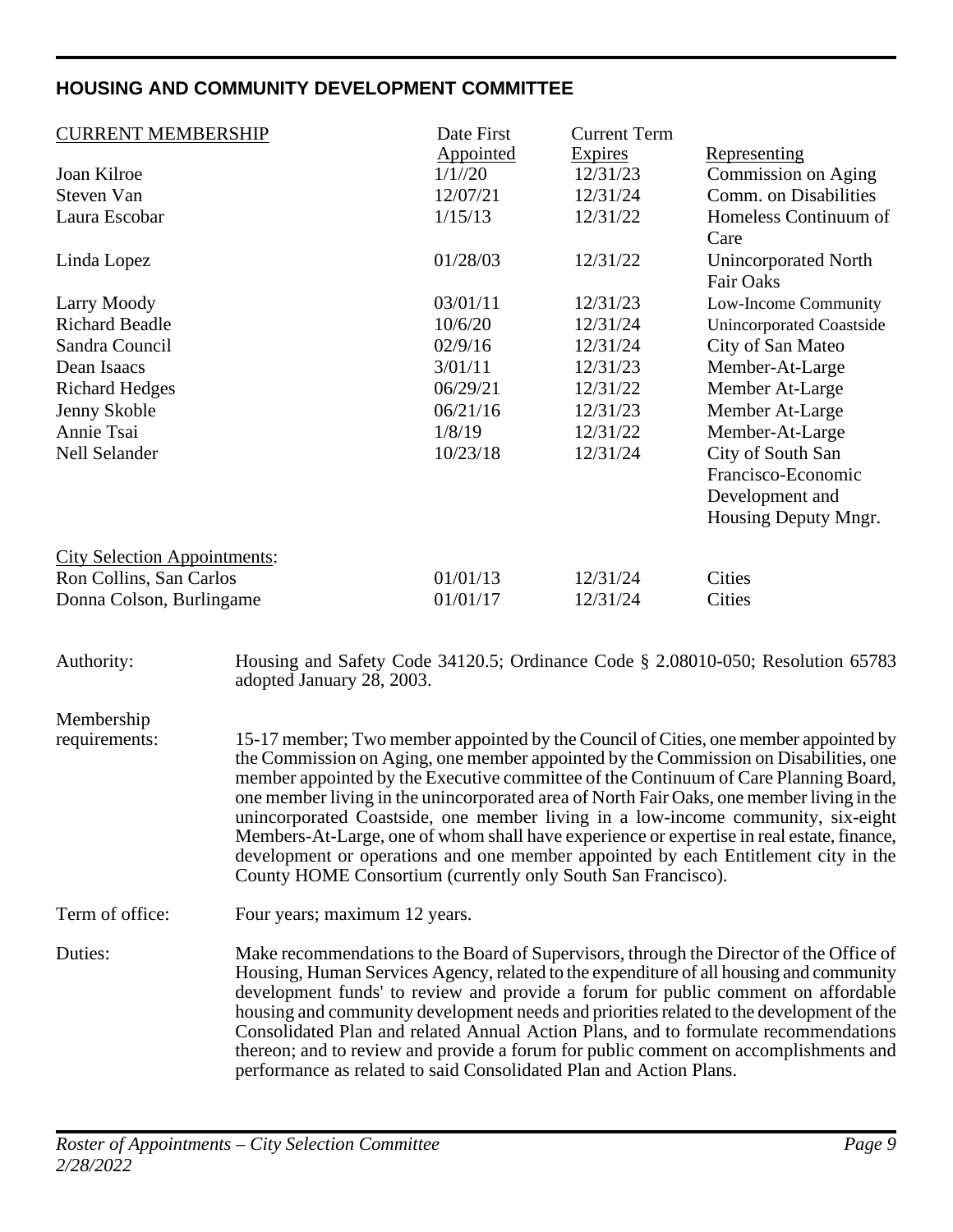## HOUSING AND COMMUNITY DEVELOPMENT COMMITTEE

| CURRENT MEMBERSHIP | Date First Appointed | Current Term Expires | Representing |
|---|---|---|---|
| Joan Kilroe | 1/1//20 | 12/31/23 | Commission on Aging |
| Steven Van | 12/07/21 | 12/31/24 | Comm. on Disabilities |
| Laura Escobar | 1/15/13 | 12/31/22 | Homeless Continuum of Care |
| Linda Lopez | 01/28/03 | 12/31/22 | Unincorporated North Fair Oaks |
| Larry Moody | 03/01/11 | 12/31/23 | Low-Income Community |
| Richard Beadle | 10/6/20 | 12/31/24 | Unincorporated Coastside |
| Sandra Council | 02/9/16 | 12/31/24 | City of San Mateo |
| Dean Isaacs | 3/01/11 | 12/31/23 | Member-At-Large |
| Richard Hedges | 06/29/21 | 12/31/22 | Member At-Large |
| Jenny Skoble | 06/21/16 | 12/31/23 | Member At-Large |
| Annie Tsai | 1/8/19 | 12/31/22 | Member-At-Large |
| Nell Selander | 10/23/18 | 12/31/24 | City of South San Francisco-Economic Development and Housing Deputy Mngr. |
| City Selection Appointments: | | | |
| Ron Collins, San Carlos | 01/01/13 | 12/31/24 | Cities |
| Donna Colson, Burlingame | 01/01/17 | 12/31/24 | Cities |

**Authority:** Housing and Safety Code 34120.5; Ordinance Code § 2.08010-050; Resolution 65783 adopted January 28, 2003.

**Membership requirements:** 15-17 member; Two member appointed by the Council of Cities, one member appointed by the Commission on Aging, one member appointed by the Commission on Disabilities, one member appointed by the Executive committee of the Continuum of Care Planning Board, one member living in the unincorporated area of North Fair Oaks, one member living in the unincorporated Coastside, one member living in a low-income community, six-eight Members-At-Large, one of whom shall have experience or expertise in real estate, finance, development or operations and one member appointed by each Entitlement city in the County HOME Consortium (currently only South San Francisco).

**Term of office:** Four years; maximum 12 years.

**Duties:** Make recommendations to the Board of Supervisors, through the Director of the Office of Housing, Human Services Agency, related to the expenditure of all housing and community development funds' to review and provide a forum for public comment on affordable housing and community development needs and priorities related to the development of the Consolidated Plan and related Annual Action Plans, and to formulate recommendations thereon; and to review and provide a forum for public comment on accomplishments and performance as related to said Consolidated Plan and Action Plans.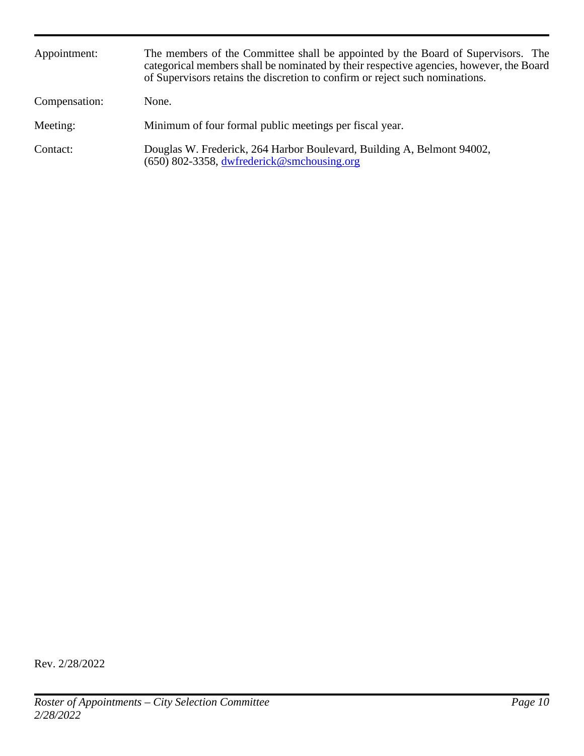| | |
|---|---|
| Appointment: | The members of the Committee shall be appointed by the Board of Supervisors. The categorical members shall be nominated by their respective agencies, however, the Board of Supervisors retains the discretion to confirm or reject such nominations. |
| Compensation: | None. |
| Meeting: | Minimum of four formal public meetings per fiscal year. |
| Contact: | Douglas W. Frederick, 264 Harbor Boulevard, Building A, Belmont 94002, (650) 802-3358, dwfrederick@smchousing.org |

Rev. 2/28/2022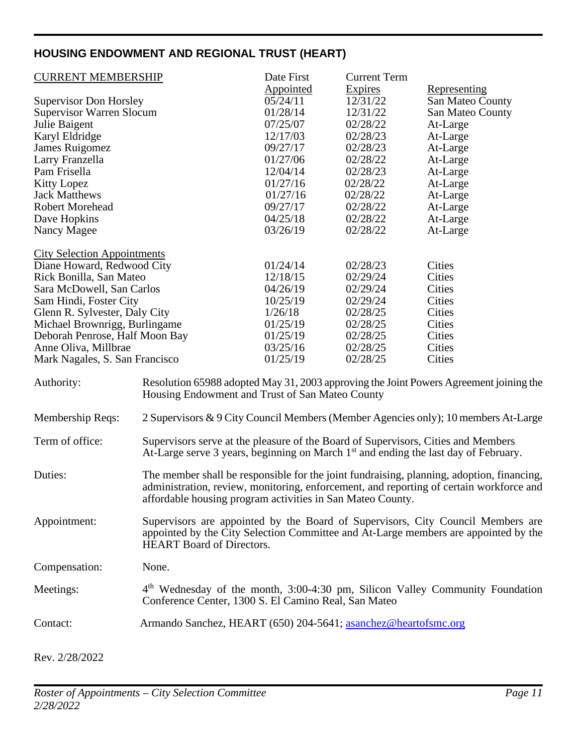## HOUSING ENDOWMENT AND REGIONAL TRUST (HEART)

| CURRENT MEMBERSHIP | Date First Appointed | Current Term Expires | Representing |
|---|---|---|---|
| Supervisor Don Horsley | 05/24/11 | 12/31/22 | San Mateo County |
| Supervisor Warren Slocum | 01/28/14 | 12/31/22 | San Mateo County |
| Julie Baigent | 07/25/07 | 02/28/22 | At-Large |
| Karyl Eldridge | 12/17/03 | 02/28/23 | At-Large |
| James Ruigomez | 09/27/17 | 02/28/23 | At-Large |
| Larry Franzella | 01/27/06 | 02/28/22 | At-Large |
| Pam Frisella | 12/04/14 | 02/28/23 | At-Large |
| Kitty Lopez | 01/27/16 | 02/28/22 | At-Large |
| Jack Matthews | 01/27/16 | 02/28/22 | At-Large |
| Robert Morehead | 09/27/17 | 02/28/22 | At-Large |
| Dave Hopkins | 04/25/18 | 02/28/22 | At-Large |
| Nancy Magee | 03/26/19 | 02/28/22 | At-Large |
| **City Selection Appointments** | | | |
| Diane Howard, Redwood City | 01/24/14 | 02/28/23 | Cities |
| Rick Bonilla, San Mateo | 12/18/15 | 02/29/24 | Cities |
| Sara McDowell, San Carlos | 04/26/19 | 02/29/24 | Cities |
| Sam Hindi, Foster City | 10/25/19 | 02/29/24 | Cities |
| Glenn R. Sylvester, Daly City | 1/26/18 | 02/28/25 | Cities |
| Michael Brownrigg, Burlingame | 01/25/19 | 02/28/25 | Cities |
| Deborah Penrose, Half Moon Bay | 01/25/19 | 02/28/25 | Cities |
| Anne Oliva, Millbrae | 03/25/16 | 02/28/25 | Cities |
| Mark Nagales, S. San Francisco | 01/25/19 | 02/28/25 | Cities |

**Authority:** Resolution 65988 adopted May 31, 2003 approving the Joint Powers Agreement joining the Housing Endowment and Trust of San Mateo County

**Membership Reqs:** 2 Supervisors & 9 City Council Members (Member Agencies only); 10 members At-Large

**Term of office:** Supervisors serve at the pleasure of the Board of Supervisors, Cities and Members At-Large serve 3 years, beginning on March 1st and ending the last day of February.

**Duties:** The member shall be responsible for the joint fundraising, planning, adoption, financing, administration, review, monitoring, enforcement, and reporting of certain workforce and affordable housing program activities in San Mateo County.

**Appointment:** Supervisors are appointed by the Board of Supervisors, City Council Members are appointed by the City Selection Committee and At-Large members are appointed by the HEART Board of Directors.

**Compensation:** None.

**Meetings:** 4th Wednesday of the month, 3:00-4:30 pm, Silicon Valley Community Foundation Conference Center, 1300 S. El Camino Real, San Mateo

**Contact:** Armando Sanchez, HEART (650) 204-5641; asanchez@heartofsmc.org

Rev. 2/28/2022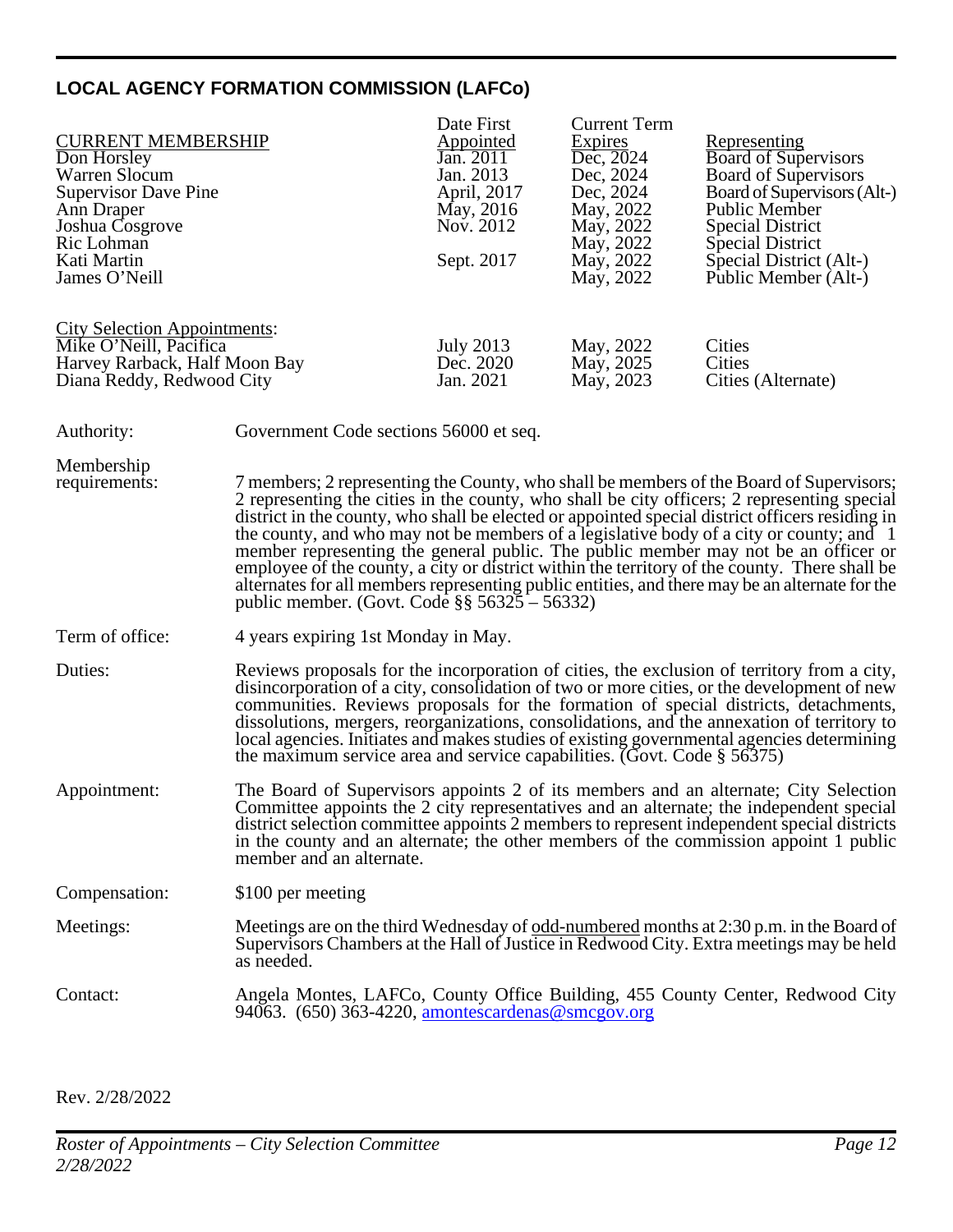## LOCAL AGENCY FORMATION COMMISSION (LAFCo)

| CURRENT MEMBERSHIP | Date First Appointed | Current Term Expires | Representing |
|---|---|---|---|
| Don Horsley | Jan. 2011 | Dec, 2024 | Board of Supervisors |
| Warren Slocum | Jan. 2013 | Dec, 2024 | Board of Supervisors |
| Supervisor Dave Pine | April, 2017 | Dec, 2024 | Board of Supervisors (Alt-) |
| Ann Draper | May, 2016 | May, 2022 | Public Member |
| Joshua Cosgrove | Nov. 2012 | May, 2022 | Special District |
| Ric Lohman | | May, 2022 | Special District |
| Kati Martin | Sept. 2017 | May, 2022 | Special District (Alt-) |
| James O'Neill | | May, 2022 | Public Member (Alt-) |

| City Selection Appointments: | | | |
|---|---|---|---|
| Mike O'Neill, Pacifica | July 2013 | May, 2022 | Cities |
| Harvey Rarback, Half Moon Bay | Dec. 2020 | May, 2025 | Cities |
| Diana Reddy, Redwood City | Jan. 2021 | May, 2023 | Cities (Alternate) |

**Authority:** Government Code sections 56000 et seq.

**Membership requirements:** 7 members; 2 representing the County, who shall be members of the Board of Supervisors; 2 representing the cities in the county, who shall be city officers; 2 representing special district in the county, who shall be elected or appointed special district officers residing in the county, and who may not be members of a legislative body of a city or county; and 1 member representing the general public. The public member may not be an officer or employee of the county, a city or district within the territory of the county. There shall be alternates for all members representing public entities, and there may be an alternate for the public member. (Govt. Code §§ 56325 – 56332)

**Term of office:** 4 years expiring 1st Monday in May.

**Duties:** Reviews proposals for the incorporation of cities, the exclusion of territory from a city, disincorporation of a city, consolidation of two or more cities, or the development of new communities. Reviews proposals for the formation of special districts, detachments, dissolutions, mergers, reorganizations, consolidations, and the annexation of territory to local agencies. Initiates and makes studies of existing governmental agencies determining the maximum service area and service capabilities. (Govt. Code § 56375)

**Appointment:** The Board of Supervisors appoints 2 of its members and an alternate; City Selection Committee appoints the 2 city representatives and an alternate; the independent special district selection committee appoints 2 members to represent independent special districts in the county and an alternate; the other members of the commission appoint 1 public member and an alternate.

**Compensation:** $100 per meeting

**Meetings:** Meetings are on the third Wednesday of odd-numbered months at 2:30 p.m. in the Board of Supervisors Chambers at the Hall of Justice in Redwood City. Extra meetings may be held as needed.

**Contact:** Angela Montes, LAFCo, County Office Building, 455 County Center, Redwood City 94063. (650) 363-4220, amontescardenas@smcgov.org

Rev. 2/28/2022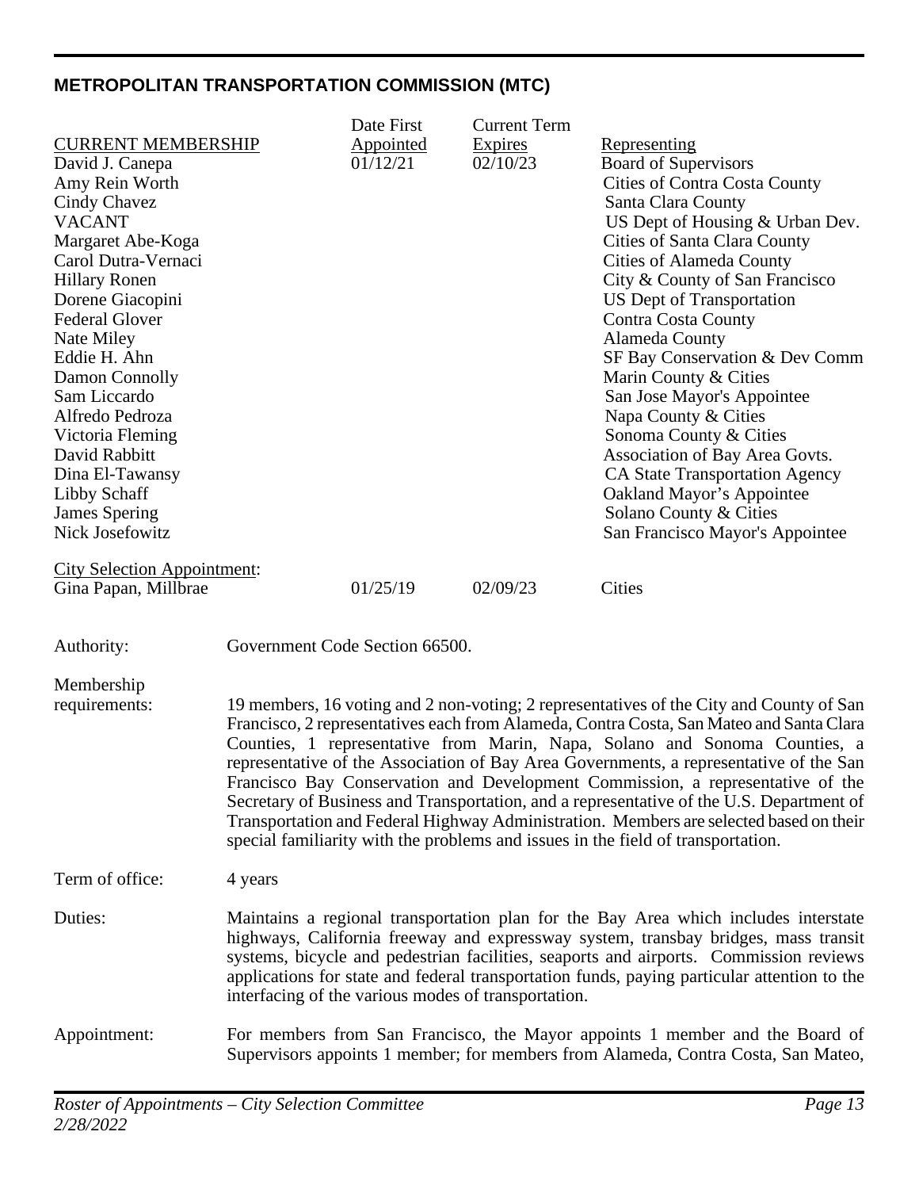## METROPOLITAN TRANSPORTATION COMMISSION (MTC)

| CURRENT MEMBERSHIP | Date First Appointed | Current Term Expires | Representing |
|---|---|---|---|
| David J. Canepa | 01/12/21 | 02/10/23 | Board of Supervisors |
| Amy Rein Worth | | | Cities of Contra Costa County |
| Cindy Chavez | | | Santa Clara County |
| VACANT | | | US Dept of Housing & Urban Dev. |
| Margaret Abe-Koga | | | Cities of Santa Clara County |
| Carol Dutra-Vernaci | | | Cities of Alameda County |
| Hillary Ronen | | | City & County of San Francisco |
| Dorene Giacopini | | | US Dept of Transportation |
| Federal Glover | | | Contra Costa County |
| Nate Miley | | | Alameda County |
| Eddie H. Ahn | | | SF Bay Conservation & Dev Comm |
| Damon Connolly | | | Marin County & Cities |
| Sam Liccardo | | | San Jose Mayor's Appointee |
| Alfredo Pedroza | | | Napa County & Cities |
| Victoria Fleming | | | Sonoma County & Cities |
| David Rabbitt | | | Association of Bay Area Govts. |
| Dina El-Tawansy | | | CA State Transportation Agency |
| Libby Schaff | | | Oakland Mayor's Appointee |
| James Spering | | | Solano County & Cities |
| Nick Josefowitz | | | San Francisco Mayor's Appointee |

| City Selection Appointment: | | | |
|---|---|---|---|
| Gina Papan, Millbrae | 01/25/19 | 02/09/23 | Cities |

Authority: Government Code Section 66500.

Membership requirements: 19 members, 16 voting and 2 non-voting; 2 representatives of the City and County of San Francisco, 2 representatives each from Alameda, Contra Costa, San Mateo and Santa Clara Counties, 1 representative from Marin, Napa, Solano and Sonoma Counties, a representative of the Association of Bay Area Governments, a representative of the San Francisco Bay Conservation and Development Commission, a representative of the Secretary of Business and Transportation, and a representative of the U.S. Department of Transportation and Federal Highway Administration. Members are selected based on their special familiarity with the problems and issues in the field of transportation.

Term of office: 4 years

Duties: Maintains a regional transportation plan for the Bay Area which includes interstate highways, California freeway and expressway system, transbay bridges, mass transit systems, bicycle and pedestrian facilities, seaports and airports. Commission reviews applications for state and federal transportation funds, paying particular attention to the interfacing of the various modes of transportation.

Appointment: For members from San Francisco, the Mayor appoints 1 member and the Board of Supervisors appoints 1 member; for members from Alameda, Contra Costa, San Mateo,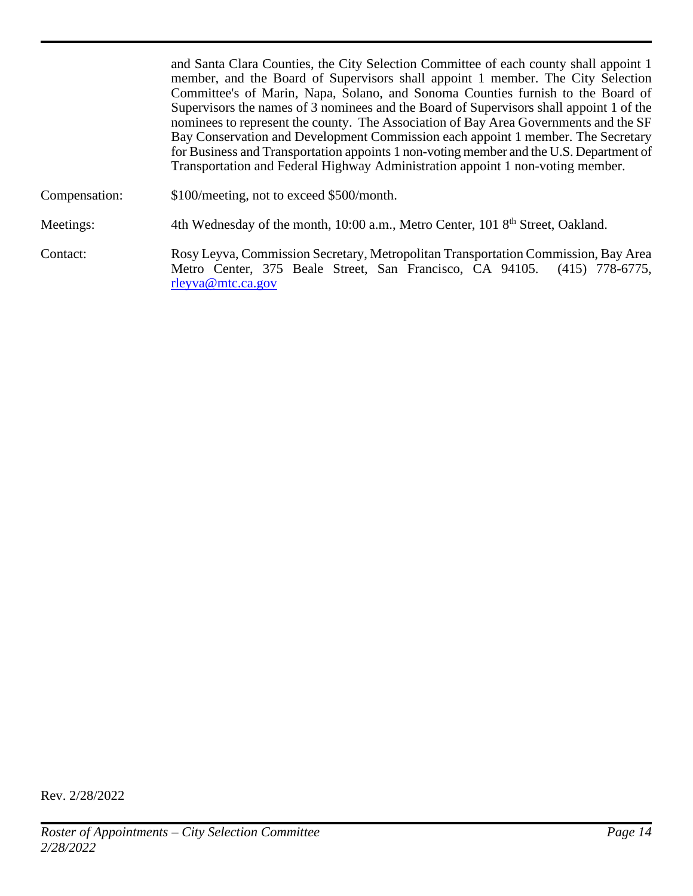and Santa Clara Counties, the City Selection Committee of each county shall appoint 1 member, and the Board of Supervisors shall appoint 1 member. The City Selection Committee's of Marin, Napa, Solano, and Sonoma Counties furnish to the Board of Supervisors the names of 3 nominees and the Board of Supervisors shall appoint 1 of the nominees to represent the county. The Association of Bay Area Governments and the SF Bay Conservation and Development Commission each appoint 1 member. The Secretary for Business and Transportation appoints 1 non-voting member and the U.S. Department of Transportation and Federal Highway Administration appoint 1 non-voting member.

| | |
|---|---|
| Compensation: | $100/meeting, not to exceed $500/month. |
| Meetings: | 4th Wednesday of the month, 10:00 a.m., Metro Center, 101 8th Street, Oakland. |
| Contact: | Rosy Leyva, Commission Secretary, Metropolitan Transportation Commission, Bay Area Metro Center, 375 Beale Street, San Francisco, CA 94105. (415) 778-6775, rleyva@mtc.ca.gov |

Rev. 2/28/2022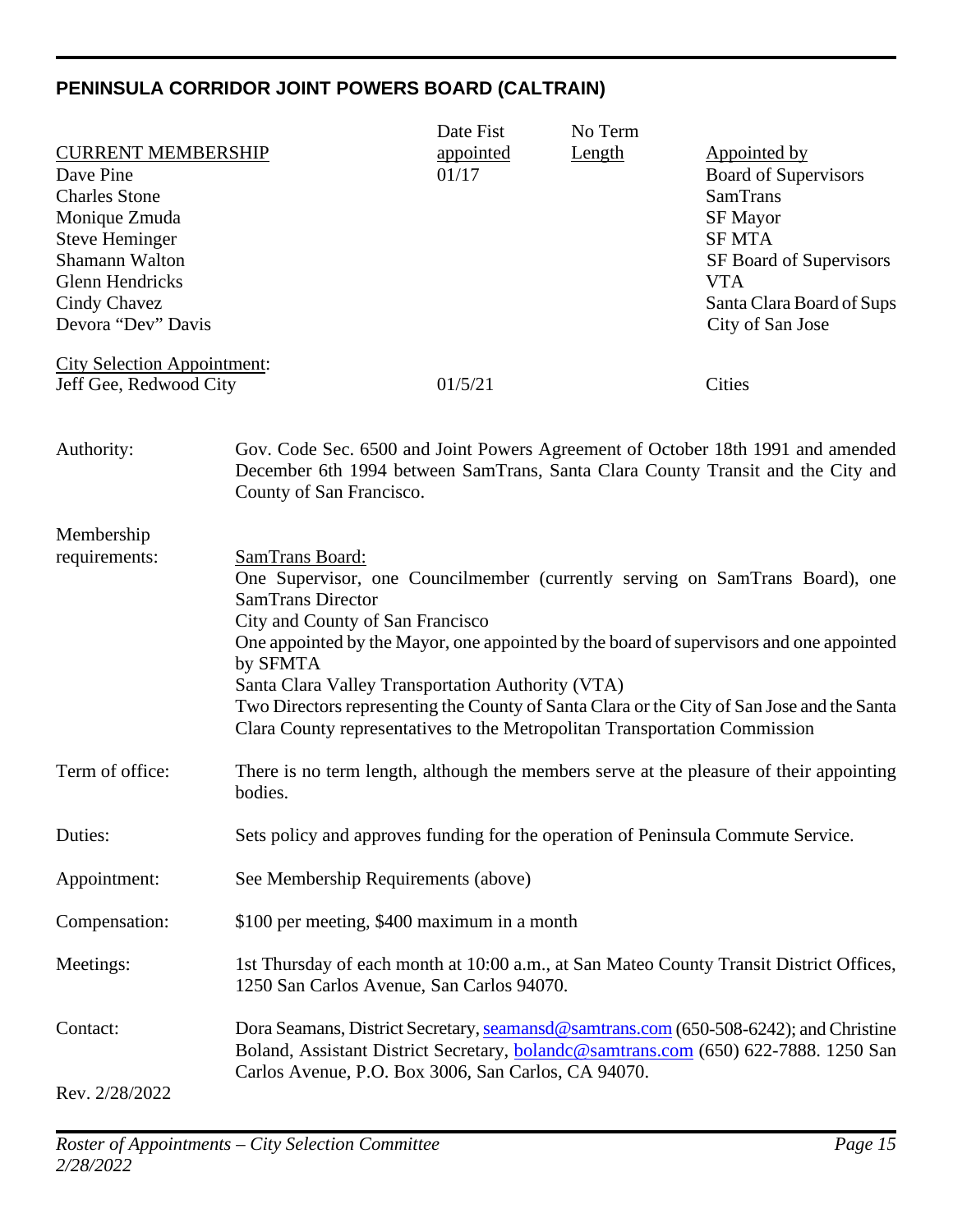## PENINSULA CORRIDOR JOINT POWERS BOARD (CALTRAIN)

| CURRENT MEMBERSHIP | Date Fist appointed | No Term Length | Appointed by |
|---|---|---|---|
| Dave Pine | 01/17 | | Board of Supervisors |
| Charles Stone | | | SamTrans |
| Monique Zmuda | | | SF Mayor |
| Steve Heminger | | | SF MTA |
| Shamann Walton | | | SF Board of Supervisors |
| Glenn Hendricks | | | VTA |
| Cindy Chavez | | | Santa Clara Board of Sups |
| Devora "Dev" Davis | | | City of San Jose |
| City Selection Appointment: | | | |
| Jeff Gee, Redwood City | 01/5/21 | | Cities |

**Authority:** Gov. Code Sec. 6500 and Joint Powers Agreement of October 18th 1991 and amended December 6th 1994 between SamTrans, Santa Clara County Transit and the City and County of San Francisco.

**Membership requirements:**

SamTrans Board:
One Supervisor, one Councilmember (currently serving on SamTrans Board), one SamTrans Director
City and County of San Francisco
One appointed by the Mayor, one appointed by the board of supervisors and one appointed by SFMTA
Santa Clara Valley Transportation Authority (VTA)
Two Directors representing the County of Santa Clara or the City of San Jose and the Santa Clara County representatives to the Metropolitan Transportation Commission

**Term of office:** There is no term length, although the members serve at the pleasure of their appointing bodies.

**Duties:** Sets policy and approves funding for the operation of Peninsula Commute Service.

**Appointment:** See Membership Requirements (above)

**Compensation:** $100 per meeting, $400 maximum in a month

**Meetings:** 1st Thursday of each month at 10:00 a.m., at San Mateo County Transit District Offices, 1250 San Carlos Avenue, San Carlos 94070.

**Contact:** Dora Seamans, District Secretary, seamansd@samtrans.com (650-508-6242); and Christine Boland, Assistant District Secretary, bolandc@samtrans.com (650) 622-7888. 1250 San Carlos Avenue, P.O. Box 3006, San Carlos, CA 94070.

Rev. 2/28/2022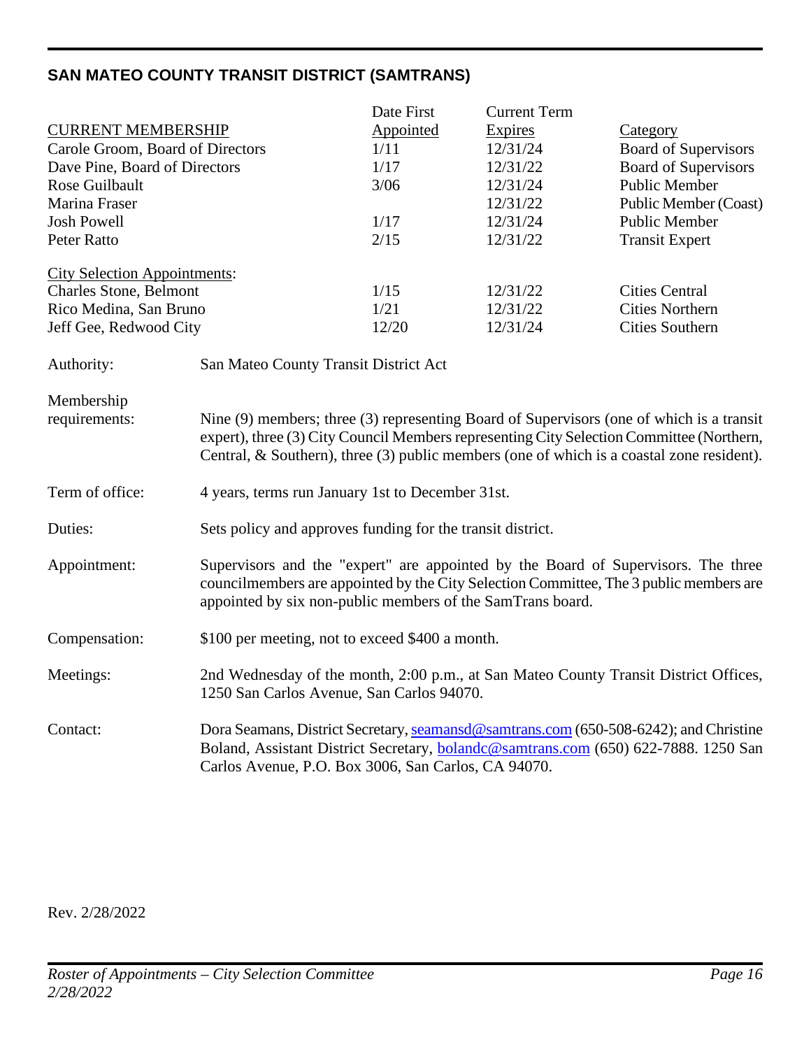## SAN MATEO COUNTY TRANSIT DISTRICT (SAMTRANS)

| CURRENT MEMBERSHIP | Date First Appointed | Current Term Expires | Category |
|---|---|---|---|
| Carole Groom, Board of Directors | 1/11 | 12/31/24 | Board of Supervisors |
| Dave Pine, Board of Directors | 1/17 | 12/31/22 | Board of Supervisors |
| Rose Guilbault | 3/06 | 12/31/24 | Public Member |
| Marina Fraser | | 12/31/22 | Public Member (Coast) |
| Josh Powell | 1/17 | 12/31/24 | Public Member |
| Peter Ratto | 2/15 | 12/31/22 | Transit Expert |
| City Selection Appointments: | | | |
| Charles Stone, Belmont | 1/15 | 12/31/22 | Cities Central |
| Rico Medina, San Bruno | 1/21 | 12/31/22 | Cities Northern |
| Jeff Gee, Redwood City | 12/20 | 12/31/24 | Cities Southern |

Authority: San Mateo County Transit District Act

Membership requirements: Nine (9) members; three (3) representing Board of Supervisors (one of which is a transit expert), three (3) City Council Members representing City Selection Committee (Northern, Central, & Southern), three (3) public members (one of which is a coastal zone resident).

Term of office: 4 years, terms run January 1st to December 31st.

Duties: Sets policy and approves funding for the transit district.

Appointment: Supervisors and the "expert" are appointed by the Board of Supervisors. The three councilmembers are appointed by the City Selection Committee, The 3 public members are appointed by six non-public members of the SamTrans board.

Compensation: $100 per meeting, not to exceed $400 a month.

Meetings: 2nd Wednesday of the month, 2:00 p.m., at San Mateo County Transit District Offices, 1250 San Carlos Avenue, San Carlos 94070.

Contact: Dora Seamans, District Secretary, seamansd@samtrans.com (650-508-6242); and Christine Boland, Assistant District Secretary, bolandc@samtrans.com (650) 622-7888. 1250 San Carlos Avenue, P.O. Box 3006, San Carlos, CA 94070.

Rev. 2/28/2022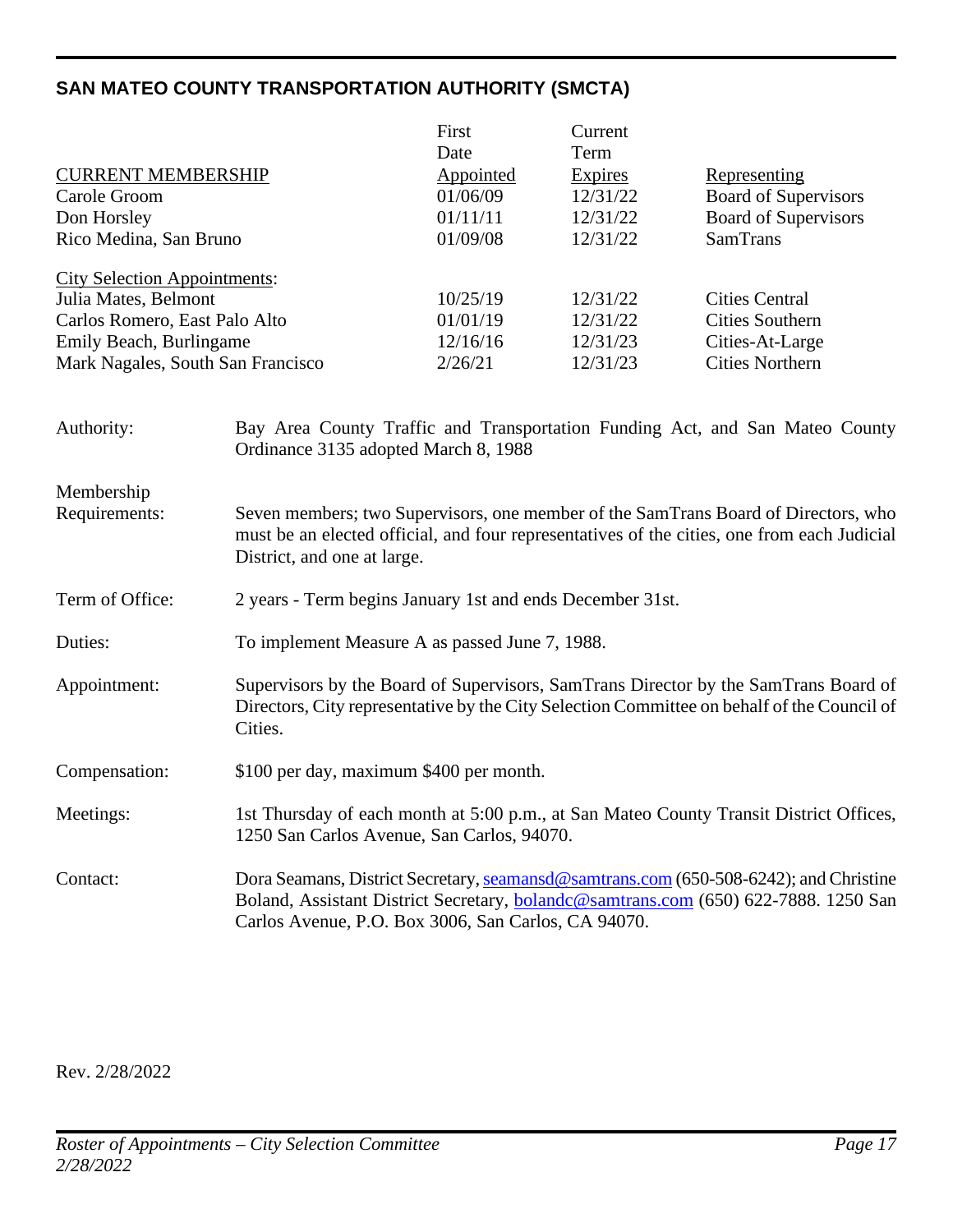## SAN MATEO COUNTY TRANSPORTATION AUTHORITY (SMCTA)

| CURRENT MEMBERSHIP | First Date Appointed | Current Term Expires | Representing |
|---|---|---|---|
| Carole Groom | 01/06/09 | 12/31/22 | Board of Supervisors |
| Don Horsley | 01/11/11 | 12/31/22 | Board of Supervisors |
| Rico Medina, San Bruno | 01/09/08 | 12/31/22 | SamTrans |
| City Selection Appointments: | | | |
| Julia Mates, Belmont | 10/25/19 | 12/31/22 | Cities Central |
| Carlos Romero, East Palo Alto | 01/01/19 | 12/31/22 | Cities Southern |
| Emily Beach, Burlingame | 12/16/16 | 12/31/23 | Cities-At-Large |
| Mark Nagales, South San Francisco | 2/26/21 | 12/31/23 | Cities Northern |

**Authority:** Bay Area County Traffic and Transportation Funding Act, and San Mateo County Ordinance 3135 adopted March 8, 1988

**Membership Requirements:** Seven members; two Supervisors, one member of the SamTrans Board of Directors, who must be an elected official, and four representatives of the cities, one from each Judicial District, and one at large.

**Term of Office:** 2 years - Term begins January 1st and ends December 31st.

**Duties:** To implement Measure A as passed June 7, 1988.

**Appointment:** Supervisors by the Board of Supervisors, SamTrans Director by the SamTrans Board of Directors, City representative by the City Selection Committee on behalf of the Council of Cities.

**Compensation:** $100 per day, maximum $400 per month.

**Meetings:** 1st Thursday of each month at 5:00 p.m., at San Mateo County Transit District Offices, 1250 San Carlos Avenue, San Carlos, 94070.

**Contact:** Dora Seamans, District Secretary, seamansd@samtrans.com (650-508-6242); and Christine Boland, Assistant District Secretary, bolandc@samtrans.com (650) 622-7888. 1250 San Carlos Avenue, P.O. Box 3006, San Carlos, CA 94070.

Rev. 2/28/2022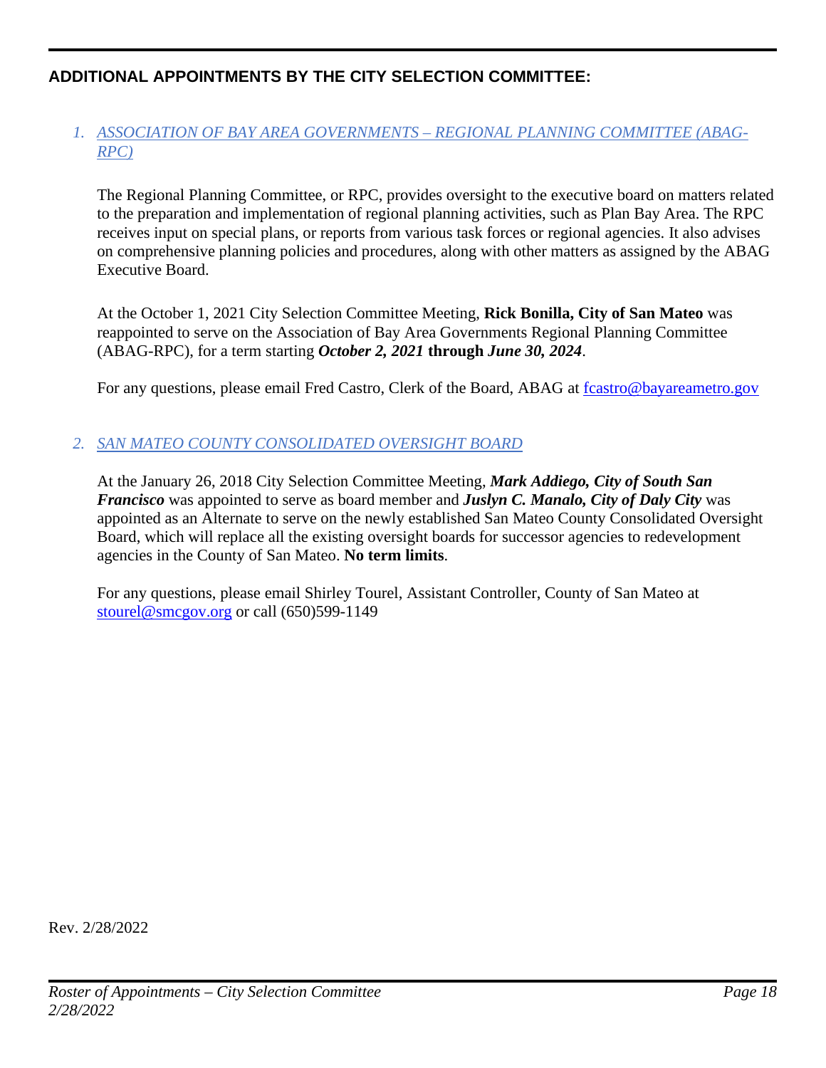## ADDITIONAL APPOINTMENTS BY THE CITY SELECTION COMMITTEE:

1. *ASSOCIATION OF BAY AREA GOVERNMENTS – REGIONAL PLANNING COMMITTEE (ABAG-RPC)*

   The Regional Planning Committee, or RPC, provides oversight to the executive board on matters related to the preparation and implementation of regional planning activities, such as Plan Bay Area. The RPC receives input on special plans, or reports from various task forces or regional agencies. It also advises on comprehensive planning policies and procedures, along with other matters as assigned by the ABAG Executive Board.

   At the October 1, 2021 City Selection Committee Meeting, **Rick Bonilla, City of San Mateo** was reappointed to serve on the Association of Bay Area Governments Regional Planning Committee (ABAG-RPC), for a term starting ***October 2, 2021* through *June 30, 2024***.

   For any questions, please email Fred Castro, Clerk of the Board, ABAG at fcastro@bayareametro.gov

2. *SAN MATEO COUNTY CONSOLIDATED OVERSIGHT BOARD*

   At the January 26, 2018 City Selection Committee Meeting, ***Mark Addiego, City of South San Francisco*** was appointed to serve as board member and ***Juslyn C. Manalo, City of Daly City*** was appointed as an Alternate to serve on the newly established San Mateo County Consolidated Oversight Board, which will replace all the existing oversight boards for successor agencies to redevelopment agencies in the County of San Mateo. **No term limits**.

   For any questions, please email Shirley Tourel, Assistant Controller, County of San Mateo at stourel@smcgov.org or call (650)599-1149

Rev. 2/28/2022